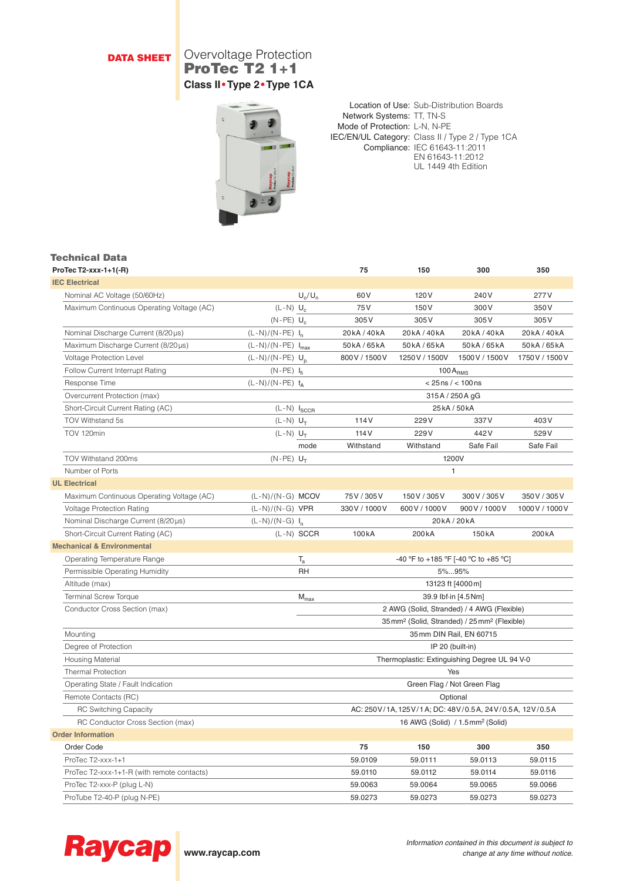**DATA SHEET**

# Overvoltage Protection
# ProTec T2 1+1
### Class II • Type 2 • Type 1CA

Location of Use: Sub-Distribution Boards
Network Systems: TT, TN-S
Mode of Protection: L-N, N-PE
IEC/EN/UL Category: Class II / Type 2 / Type 1CA
Compliance: IEC 61643-11:2011
EN 61643-11:2012
UL 1449 4th Edition

## Technical Data

| ProTec T2-xxx-1+1(-R) | | | 75 | 150 | 300 | 350 |
|---|---|---|---|---|---|---|
| **IEC Electrical** | | | | | | |
| Nominal AC Voltage (50/60Hz) | | $U_o/U_n$ | 60 V | 120 V | 240 V | 277 V |
| Maximum Continuous Operating Voltage (AC) | (L-N) | $U_c$ | 75 V | 150 V | 300 V | 350 V |
| | (N-PE) | $U_c$ | 305 V | 305 V | 305 V | 305 V |
| Nominal Discharge Current (8/20 µs) | (L-N)/(N-PE) | $I_n$ | 20 kA / 40 kA | 20 kA / 40 kA | 20 kA / 40 kA | 20 kA / 40 kA |
| Maximum Discharge Current (8/20 µs) | (L-N)/(N-PE) | $I_{max}$ | 50 kA / 65 kA | 50 kA / 65 kA | 50 kA / 65 kA | 50 kA / 65 kA |
| Voltage Protection Level | (L-N)/(N-PE) | $U_p$ | 800 V / 1500 V | 1250 V / 1500 V | 1500 V / 1500 V | 1750 V / 1500 V |
| Follow Current Interrupt Rating | (N-PE) | $I_{fi}$ | 100 $A_{RMS}$ | | | |
| Response Time | (L-N)/(N-PE) | $t_A$ | < 25 ns / < 100 ns | | | |
| Overcurrent Protection (max) | | | 315 A / 250 A gG | | | |
| Short-Circuit Current Rating (AC) | (L-N) | $I_{SCCR}$ | 25 kA / 50 kA | | | |
| TOV Withstand 5s | (L-N) | $U_T$ | 114 V | 229 V | 337 V | 403 V |
| TOV 120min | (L-N) | $U_T$ | 114 V | 229 V | 442 V | 529 V |
| | | mode | Withstand | Withstand | Safe Fail | Safe Fail |
| TOV Withstand 200ms | (N-PE) | $U_T$ | 1200V | | | |
| Number of Ports | | | 1 | | | |
| **UL Electrical** | | | | | | |
| Maximum Continuous Operating Voltage (AC) | (L-N)/(N-G) | MCOV | 75 V / 305 V | 150 V / 305 V | 300 V / 305 V | 350 V / 305 V |
| Voltage Protection Rating | (L-N)/(N-G) | VPR | 330 V / 1000 V | 600 V / 1000 V | 900 V / 1000 V | 1000 V / 1000 V |
| Nominal Discharge Current (8/20 µs) | (L-N)/(N-G) | $I_n$ | 20 kA / 20 kA | | | |
| Short-Circuit Current Rating (AC) | (L-N) | SCCR | 100 kA | 200 kA | 150 kA | 200 kA |
| **Mechanical & Environmental** | | | | | | |
| Operating Temperature Range | | $T_a$ | -40 °F to +185 °F [-40 °C to +85 °C] | | | |
| Permissible Operating Humidity | | RH | 5%...95% | | | |
| Altitude (max) | | | 13123 ft [4000 m] | | | |
| Terminal Screw Torque | | $M_{max}$ | 39.9 lbf·in [4.5 Nm] | | | |
| Conductor Cross Section (max) | | | 2 AWG (Solid, Stranded) / 4 AWG (Flexible) | | | |
| | | | 35 mm² (Solid, Stranded) / 25 mm² (Flexible) | | | |
| Mounting | | | 35 mm DIN Rail, EN 60715 | | | |
| Degree of Protection | | | IP 20 (built-in) | | | |
| Housing Material | | | Thermoplastic: Extinguishing Degree UL 94 V-0 | | | |
| Thermal Protection | | | Yes | | | |
| Operating State / Fault Indication | | | Green Flag / Not Green Flag | | | |
| Remote Contacts (RC) | | | Optional | | | |
| RC Switching Capacity | | | AC: 250 V / 1 A, 125 V / 1 A; DC: 48 V / 0.5 A, 24 V / 0.5 A, 12 V / 0.5 A | | | |
| RC Conductor Cross Section (max) | | | 16 AWG (Solid) / 1.5 mm² (Solid) | | | |
| **Order Information** | | | | | | |
| Order Code | | | 75 | 150 | 300 | 350 |
| ProTec T2-xxx-1+1 | | | 59.0109 | 59.0111 | 59.0113 | 59.0115 |
| ProTec T2-xxx-1+1-R (with remote contacts) | | | 59.0110 | 59.0112 | 59.0114 | 59.0116 |
| ProTec T2-xxx-P (plug L-N) | | | 59.0063 | 59.0064 | 59.0065 | 59.0066 |
| ProTube T2-40-P (plug N-PE) | | | 59.0273 | 59.0273 | 59.0273 | 59.0273 |

**Raycap** www.raycap.com

*Information contained in this document is subject to change at any time without notice.*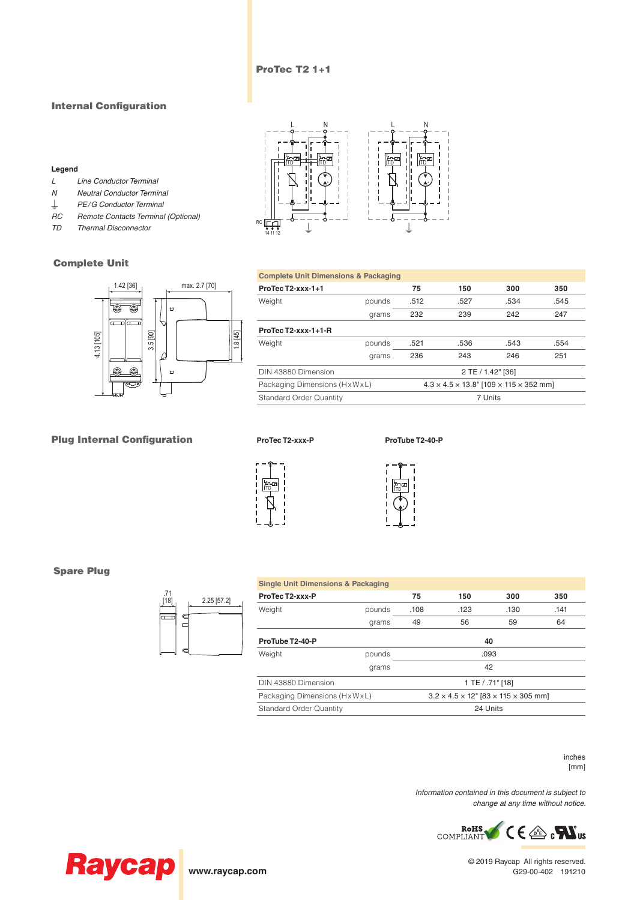# ProTec T2 1+1

## Internal Configuration

**Legend**

| | |
|---|---|
| *L* | *Line Conductor Terminal* |
| *N* | *Neutral Conductor Terminal* |
| ⏚ | *PE/G Conductor Terminal* |
| *RC* | *Remote Contacts Terminal (Optional)* |
| *TD* | *Thermal Disconnector* |

L N L N TD TD TD TD RC 14 11 12

## Complete Unit

1.42 [36] max. 2.7 [70] 4.13 [105] 3.5 [90] 1.8 [45]

**Complete Unit Dimensions & Packaging**

| ProTec T2-xxx-1+1 | | 75 | 150 | 300 | 350 |
|---|---|---|---|---|---|
| Weight | pounds | .512 | .527 | .534 | .545 |
| | grams | 232 | 239 | 242 | 247 |
| **ProTec T2-xxx-1+1-R** | | | | | |
| Weight | pounds | .521 | .536 | .543 | .554 |
| | grams | 236 | 243 | 246 | 251 |
| DIN 43880 Dimension | | 2 TE / 1.42" [36] | | | |
| Packaging Dimensions (HxWxL) | | 4.3 x 4.5 x 13.8" [109 x 115 x 352 mm] | | | |
| Standard Order Quantity | | 7 Units | | | |

## Plug Internal Configuration

**ProTec T2-xxx-P**

TD

**ProTube T2-40-P**

TD

## Spare Plug

.71 [18] 2.25 [57.2]

**Single Unit Dimensions & Packaging**

| ProTec T2-xxx-P | | 75 | 150 | 300 | 350 |
|---|---|---|---|---|---|
| Weight | pounds | .108 | .123 | .130 | .141 |
| | grams | 49 | 56 | 59 | 64 |
| **ProTube T2-40-P** | | 40 | | | |
| Weight | pounds | .093 | | | |
| | grams | 42 | | | |
| DIN 43880 Dimension | | 1 TE / .71" [18] | | | |
| Packaging Dimensions (HxWxL) | | 3.2 x 4.5 x 12" [83 x 115 x 305 mm] | | | |
| Standard Order Quantity | | 24 Units | | | |

inches
[mm]

*Information contained in this document is subject to change at any time without notice.*

RoHS COMPLIANT

Raycap www.raycap.com

© 2019 Raycap All rights reserved.
G29-00-402 191210